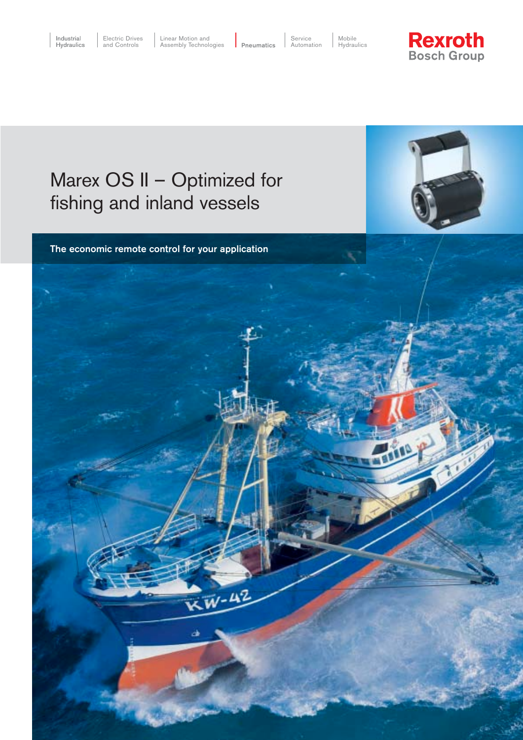Industrial Hydraulics | Electric Drives and Controls | Linear Motion and Assembly Technologies | **Pneumatics** | Service Automation | Mobile Hydraulics

Rexroth
Bosch Group

# Marex OS II – Optimized for fishing and inland vessels

**The economic remote control for your application**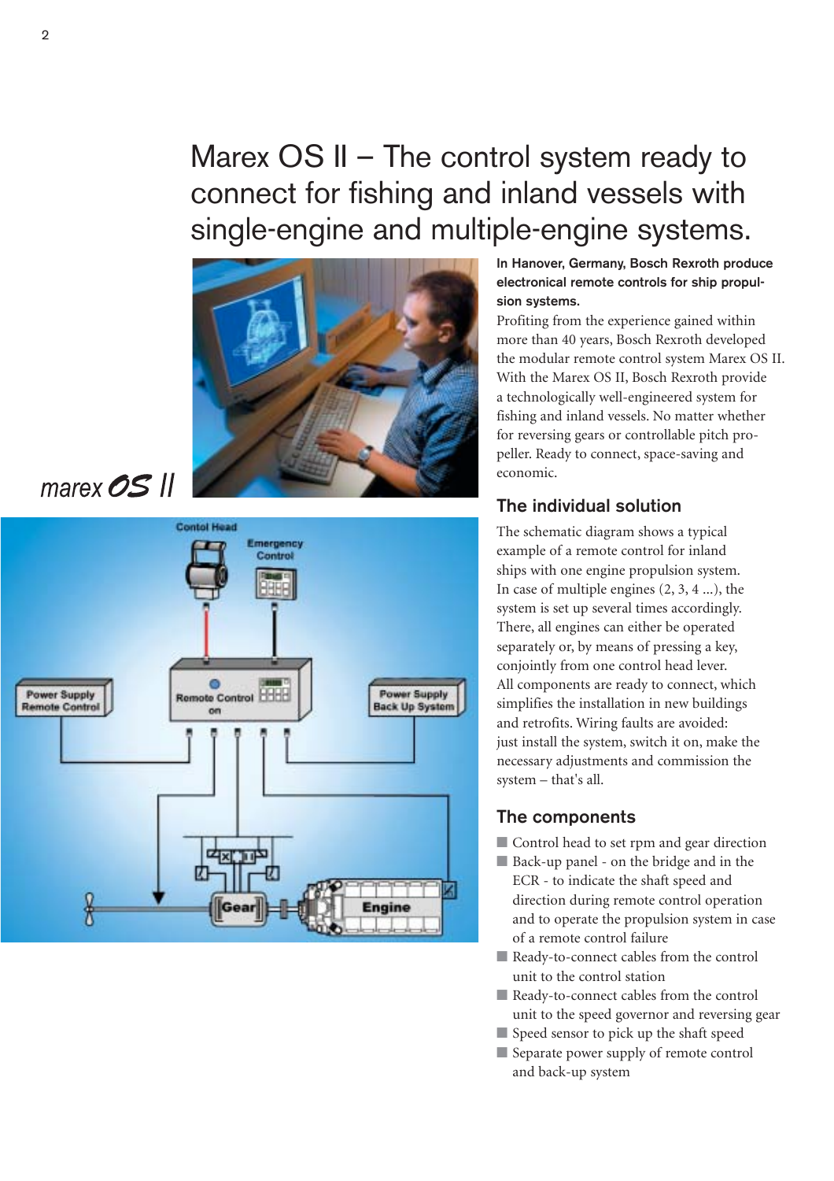# Marex OS II – The control system ready to connect for fishing and inland vessels with single-engine and multiple-engine systems.

marex OS II

**In Hanover, Germany, Bosch Rexroth produce electronical remote controls for ship propulsion systems.**

Profiting from the experience gained within more than 40 years, Bosch Rexroth developed the modular remote control system Marex OS II. With the Marex OS II, Bosch Rexroth provide a technologically well-engineered system for fishing and inland vessels. No matter whether for reversing gears or controllable pitch propeller. Ready to connect, space-saving and economic.

## The individual solution

The schematic diagram shows a typical example of a remote control for inland ships with one engine propulsion system. In case of multiple engines (2, 3, 4 ...), the system is set up several times accordingly. There, all engines can either be operated separately or, by means of pressing a key, conjointly from one control head lever. All components are ready to connect, which simplifies the installation in new buildings and retrofits. Wiring faults are avoided: just install the system, switch it on, make the necessary adjustments and commission the system – that's all.

## The components

- Control head to set rpm and gear direction
- Back-up panel - on the bridge and in the ECR - to indicate the shaft speed and direction during remote control operation and to operate the propulsion system in case of a remote control failure
- Ready-to-connect cables from the control unit to the control station
- Ready-to-connect cables from the control unit to the speed governor and reversing gear
- Speed sensor to pick up the shaft speed
- Separate power supply of remote control and back-up system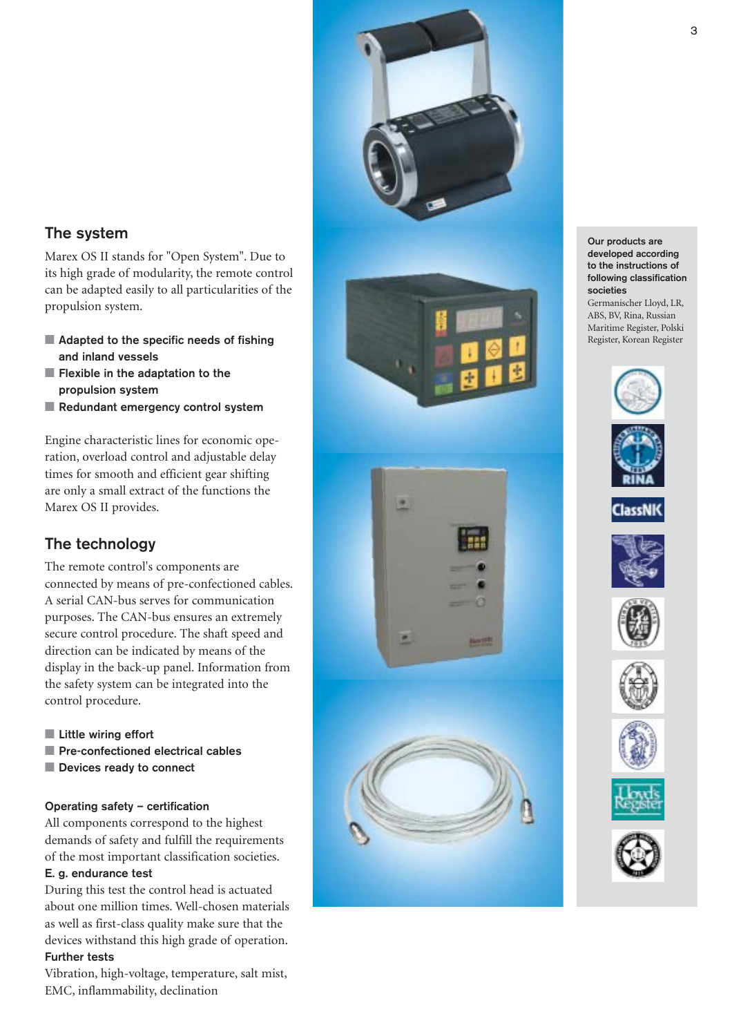## The system

Marex OS II stands for "Open System". Due to its high grade of modularity, the remote control can be adapted easily to all particularities of the propulsion system.

- **Adapted to the specific needs of fishing and inland vessels**
- **Flexible in the adaptation to the propulsion system**
- **Redundant emergency control system**

Engine characteristic lines for economic operation, overload control and adjustable delay times for smooth and efficient gear shifting are only a small extract of the functions the Marex OS II provides.

## The technology

The remote control's components are connected by means of pre-confectioned cables. A serial CAN-bus serves for communication purposes. The CAN-bus ensures an extremely secure control procedure. The shaft speed and direction can be indicated by means of the display in the back-up panel. Information from the safety system can be integrated into the control procedure.

- **Little wiring effort**
- **Pre-confectioned electrical cables**
- **Devices ready to connect**

### Operating safety – certification

All components correspond to the highest demands of safety and fulfill the requirements of the most important classification societies.

**E. g. endurance test**

During this test the control head is actuated about one million times. Well-chosen materials as well as first-class quality make sure that the devices withstand this high grade of operation.

**Further tests**

Vibration, high-voltage, temperature, salt mist, EMC, inflammability, declination

**Our products are developed according to the instructions of following classification societies**

Germanischer Lloyd, LR, ABS, BV, Rina, Russian Maritime Register, Polski Register, Korean Register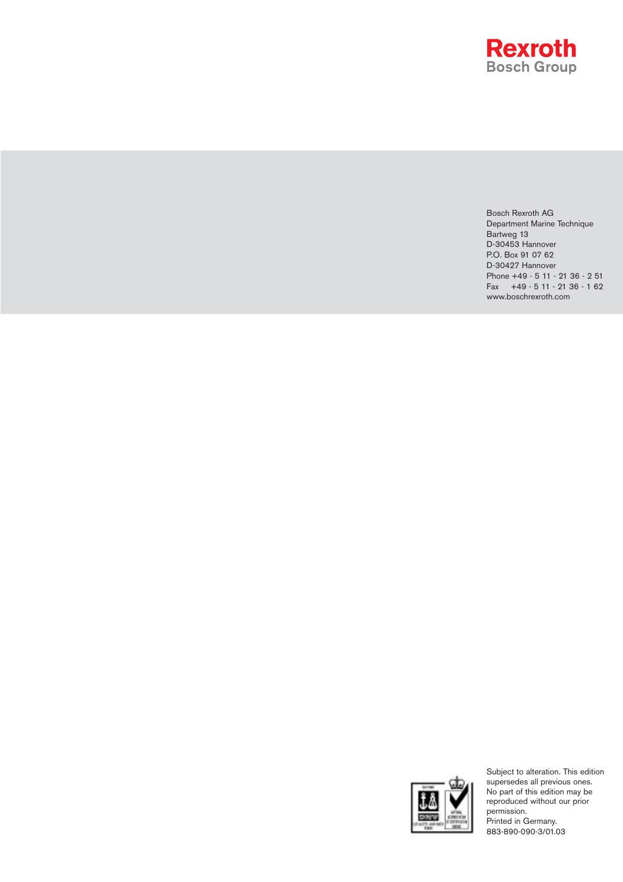**Rexroth**
**Bosch Group**

Bosch Rexroth AG
Department Marine Technique
Bartweg 13
D-30453 Hannover
P.O. Box 91 07 62
D-30427 Hannover
Phone +49 - 5 11 - 21 36 - 2 51
Fax +49 - 5 11 - 21 36 - 1 62
www.boschrexroth.com

Subject to alteration. This edition supersedes all previous ones.
No part of this edition may be reproduced without our prior permission.
Printed in Germany.
883-890-090-3/01.03